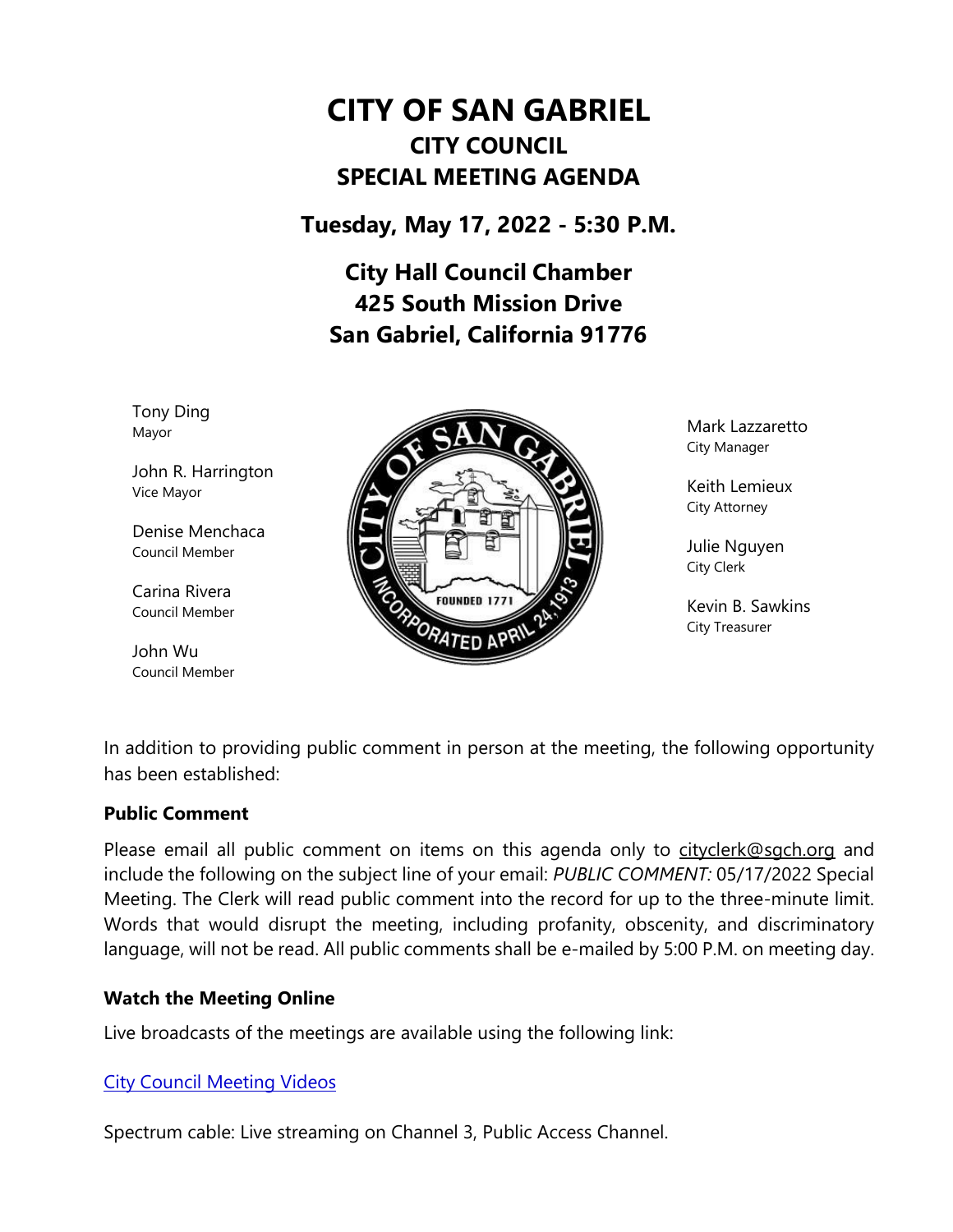# CITY OF SAN GABRIEL

## CITY COUNCIL

## SPECIAL MEETING AGENDA

### Tuesday, May 17, 2022 - 5:30 P.M.

### City Hall Council Chamber
### 425 South Mission Drive
### San Gabriel, California 91776

Tony Ding
Mayor

John R. Harrington
Vice Mayor

Denise Menchaca
Council Member

Carina Rivera
Council Member

John Wu
Council Member

Mark Lazzaretto
City Manager

Keith Lemieux
City Attorney

Julie Nguyen
City Clerk

Kevin B. Sawkins
City Treasurer

In addition to providing public comment in person at the meeting, the following opportunity has been established:

**Public Comment**

Please email all public comment on items on this agenda only to cityclerk@sgch.org and include the following on the subject line of your email: *PUBLIC COMMENT:* 05/17/2022 Special Meeting. The Clerk will read public comment into the record for up to the three-minute limit. Words that would disrupt the meeting, including profanity, obscenity, and discriminatory language, will not be read. All public comments shall be e-mailed by 5:00 P.M. on meeting day.

**Watch the Meeting Online**

Live broadcasts of the meetings are available using the following link:

City Council Meeting Videos

Spectrum cable: Live streaming on Channel 3, Public Access Channel.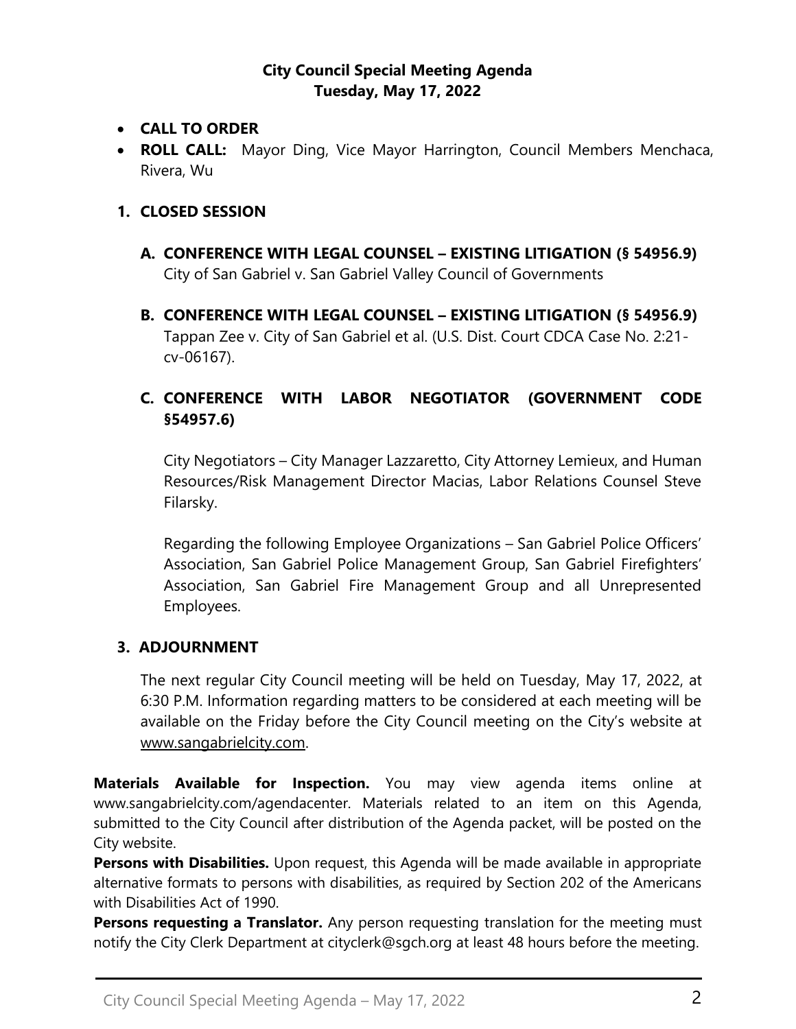**City Council Special Meeting Agenda**
**Tuesday, May 17, 2022**

- **CALL TO ORDER**
- **ROLL CALL:** Mayor Ding, Vice Mayor Harrington, Council Members Menchaca, Rivera, Wu

## 1. CLOSED SESSION

**A. CONFERENCE WITH LEGAL COUNSEL – EXISTING LITIGATION (§ 54956.9)**
City of San Gabriel v. San Gabriel Valley Council of Governments

**B. CONFERENCE WITH LEGAL COUNSEL – EXISTING LITIGATION (§ 54956.9)**
Tappan Zee v. City of San Gabriel et al. (U.S. Dist. Court CDCA Case No. 2:21-cv-06167).

**C. CONFERENCE WITH LABOR NEGOTIATOR (GOVERNMENT CODE §54957.6)**

City Negotiators – City Manager Lazzaretto, City Attorney Lemieux, and Human Resources/Risk Management Director Macias, Labor Relations Counsel Steve Filarsky.

Regarding the following Employee Organizations – San Gabriel Police Officers' Association, San Gabriel Police Management Group, San Gabriel Firefighters' Association, San Gabriel Fire Management Group and all Unrepresented Employees.

## 3. ADJOURNMENT

The next regular City Council meeting will be held on Tuesday, May 17, 2022, at 6:30 P.M. Information regarding matters to be considered at each meeting will be available on the Friday before the City Council meeting on the City's website at www.sangabrielcity.com.

**Materials Available for Inspection.** You may view agenda items online at www.sangabrielcity.com/agendacenter. Materials related to an item on this Agenda, submitted to the City Council after distribution of the Agenda packet, will be posted on the City website.

**Persons with Disabilities.** Upon request, this Agenda will be made available in appropriate alternative formats to persons with disabilities, as required by Section 202 of the Americans with Disabilities Act of 1990.

**Persons requesting a Translator.** Any person requesting translation for the meeting must notify the City Clerk Department at cityclerk@sgch.org at least 48 hours before the meeting.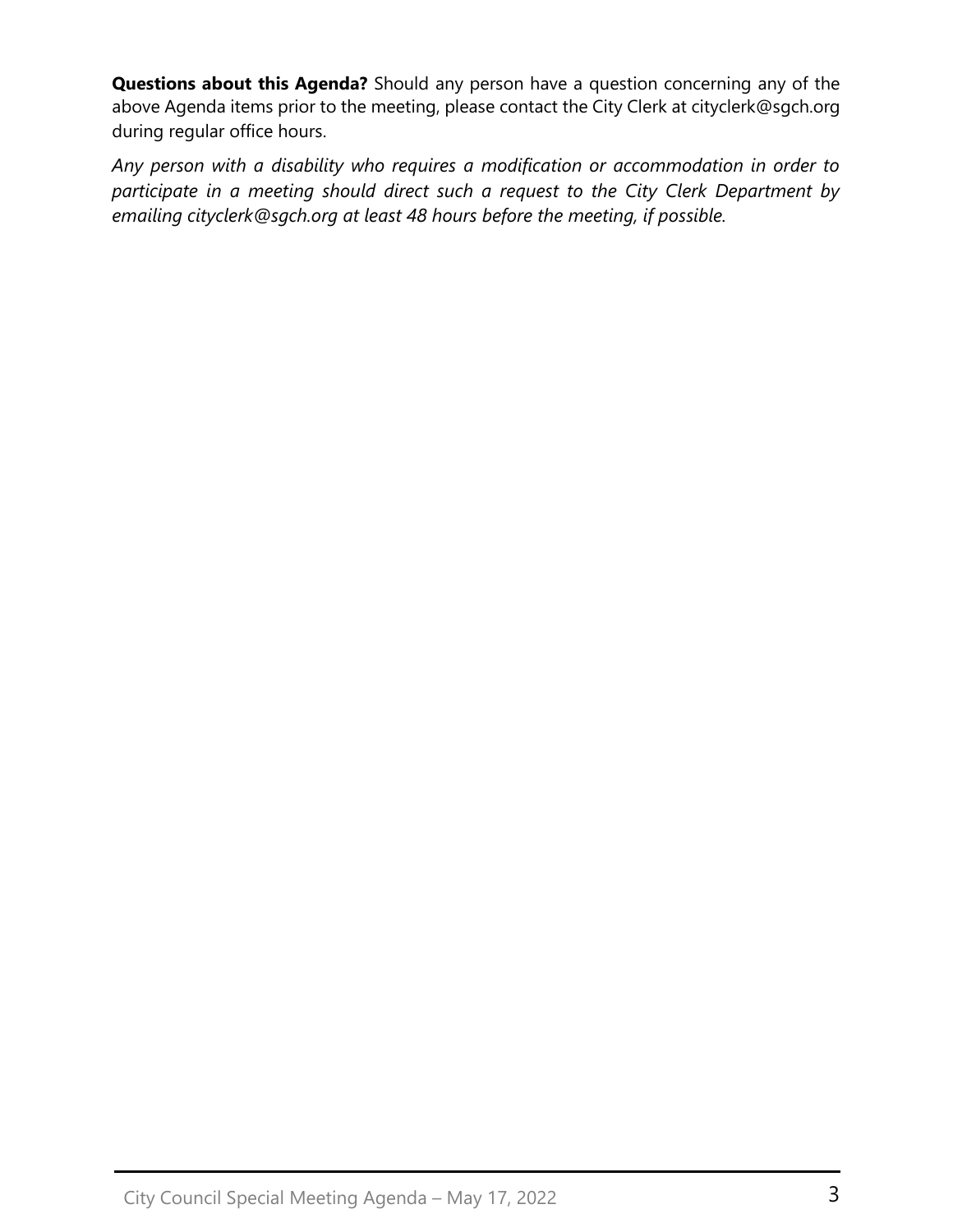**Questions about this Agenda?** Should any person have a question concerning any of the above Agenda items prior to the meeting, please contact the City Clerk at cityclerk@sgch.org during regular office hours.

*Any person with a disability who requires a modification or accommodation in order to participate in a meeting should direct such a request to the City Clerk Department by emailing cityclerk@sgch.org at least 48 hours before the meeting, if possible.*